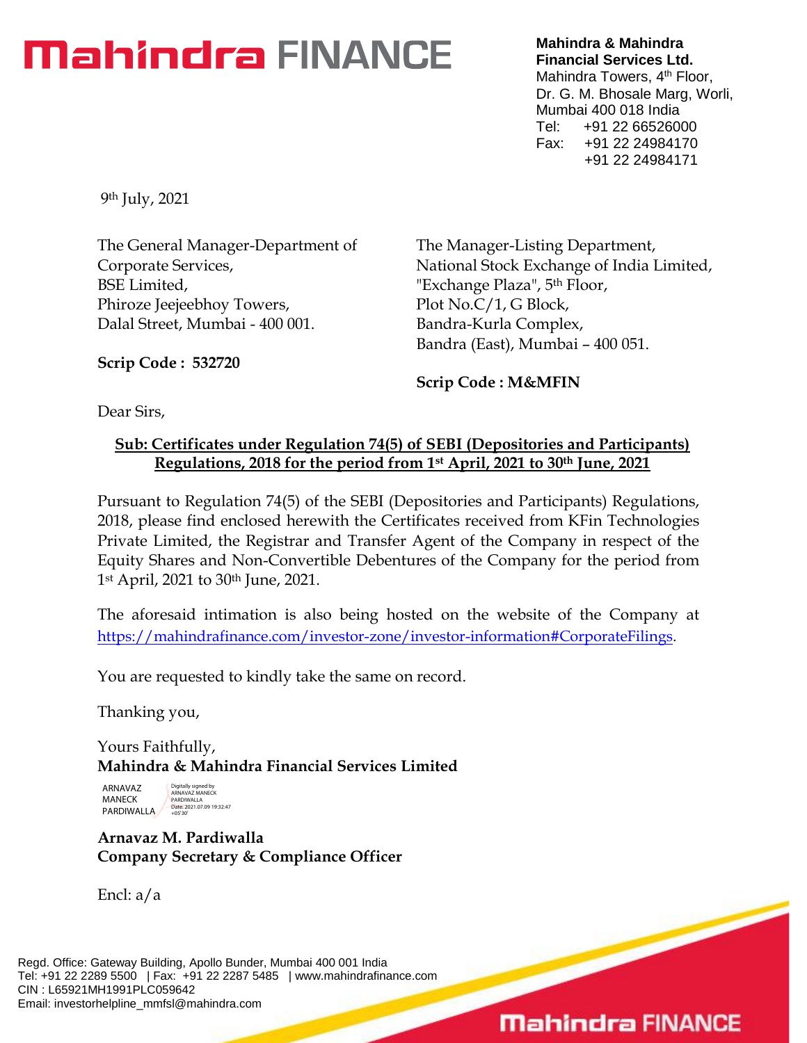# Mahindra FINANCE

**Mahindra & Mahindra Financial Services Ltd.**
Mahindra Towers, 4th Floor,
Dr. G. M. Bhosale Marg, Worli,
Mumbai 400 018 India
Tel: +91 22 66526000
Fax: +91 22 24984170
+91 22 24984171

9th July, 2021

The General Manager-Department of Corporate Services,
BSE Limited,
Phiroze Jeejeebhoy Towers,
Dalal Street, Mumbai - 400 001.

**Scrip Code : 532720**

The Manager-Listing Department,
National Stock Exchange of India Limited,
"Exchange Plaza", 5th Floor,
Plot No.C/1, G Block,
Bandra-Kurla Complex,
Bandra (East), Mumbai – 400 051.

**Scrip Code : M&MFIN**

Dear Sirs,

**Sub: Certificates under Regulation 74(5) of SEBI (Depositories and Participants) Regulations, 2018 for the period from 1st April, 2021 to 30th June, 2021**

Pursuant to Regulation 74(5) of the SEBI (Depositories and Participants) Regulations, 2018, please find enclosed herewith the Certificates received from KFin Technologies Private Limited, the Registrar and Transfer Agent of the Company in respect of the Equity Shares and Non-Convertible Debentures of the Company for the period from 1st April, 2021 to 30th June, 2021.

The aforesaid intimation is also being hosted on the website of the Company at https://mahindrafinance.com/investor-zone/investor-information#CorporateFilings.

You are requested to kindly take the same on record.

Thanking you,

Yours Faithfully,
**Mahindra & Mahindra Financial Services Limited**

ARNAVAZ MANECK PARDIWALLA
Digitally signed by ARNAVAZ MANECK PARDIWALLA
Date: 2021.07.09 19:32:47 +05'30'

**Arnavaz M. Pardiwalla**
**Company Secretary & Compliance Officer**

Encl: a/a

Regd. Office: Gateway Building, Apollo Bunder, Mumbai 400 001 India
Tel: +91 22 2289 5500 | Fax: +91 22 2287 5485 | www.mahindrafinance.com
CIN : L65921MH1991PLC059642
Email: investorhelpline_mmfsl@mahindra.com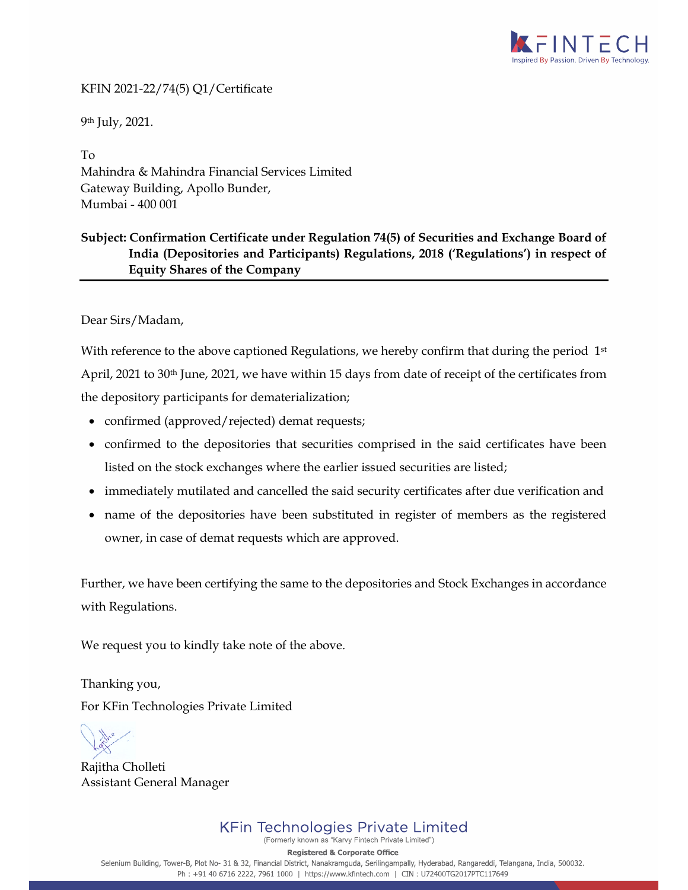KFIN 2021-22/74(5) Q1/Certificate

9th July, 2021.

To
Mahindra & Mahindra Financial Services Limited
Gateway Building, Apollo Bunder,
Mumbai - 400 001

**Subject: Confirmation Certificate under Regulation 74(5) of Securities and Exchange Board of India (Depositories and Participants) Regulations, 2018 ('Regulations') in respect of Equity Shares of the Company**

Dear Sirs/Madam,

With reference to the above captioned Regulations, we hereby confirm that during the period 1st April, 2021 to 30th June, 2021, we have within 15 days from date of receipt of the certificates from the depository participants for dematerialization;

- confirmed (approved/rejected) demat requests;
- confirmed to the depositories that securities comprised in the said certificates have been listed on the stock exchanges where the earlier issued securities are listed;
- immediately mutilated and cancelled the said security certificates after due verification and
- name of the depositories have been substituted in register of members as the registered owner, in case of demat requests which are approved.

Further, we have been certifying the same to the depositories and Stock Exchanges in accordance with Regulations.

We request you to kindly take note of the above.

Thanking you,
For KFin Technologies Private Limited

Rajitha Cholleti
Assistant General Manager

KFin Technologies Private Limited
(Formerly known as "Karvy Fintech Private Limited")
**Registered & Corporate Office**
Selenium Building, Tower-B, Plot No- 31 & 32, Financial District, Nanakramguda, Serilingampally, Hyderabad, Rangareddi, Telangana, India, 500032.
Ph : +91 40 6716 2222, 7961 1000 | https://www.kfintech.com | CIN : U72400TG2017PTC117649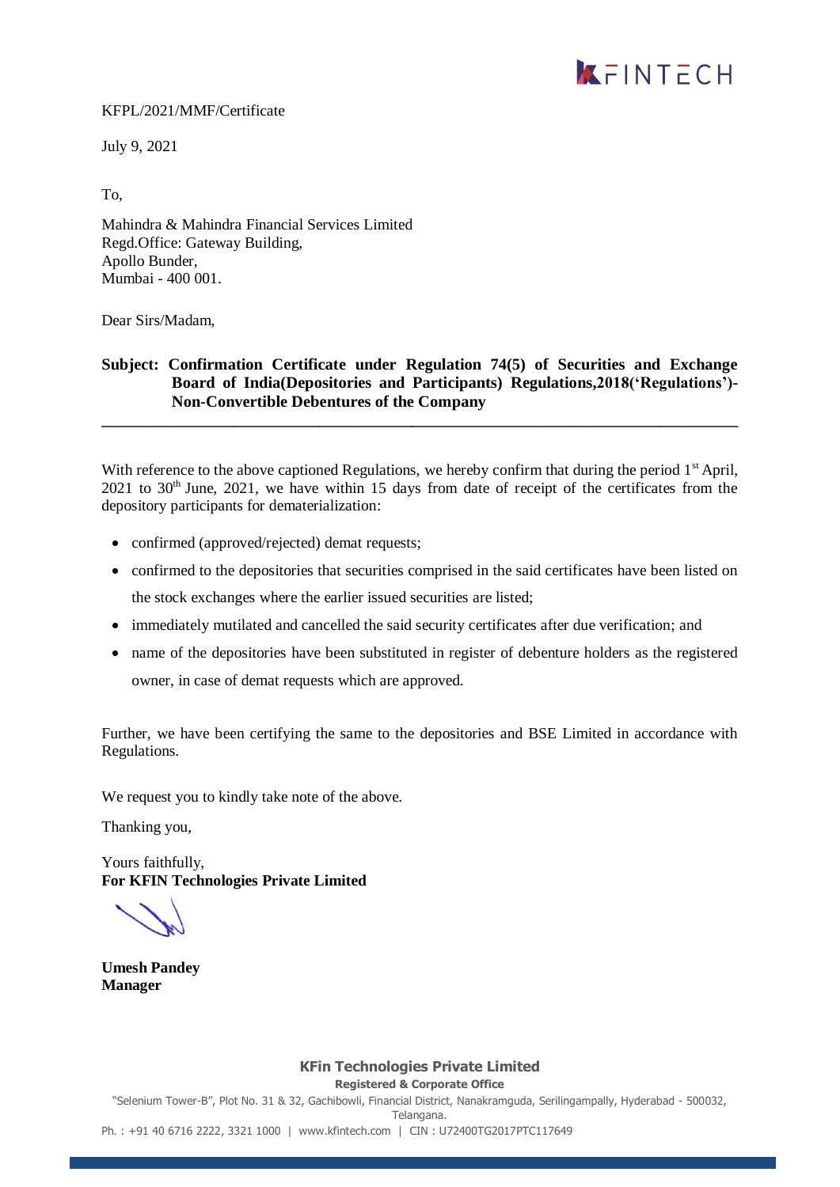KFPL/2021/MMF/Certificate

July 9, 2021

To,

Mahindra & Mahindra Financial Services Limited
Regd.Office: Gateway Building,
Apollo Bunder,
Mumbai - 400 001.

Dear Sirs/Madam,

**Subject: Confirmation Certificate under Regulation 74(5) of Securities and Exchange Board of India(Depositories and Participants) Regulations,2018('Regulations')- Non-Convertible Debentures of the Company**

---

With reference to the above captioned Regulations, we hereby confirm that during the period 1st April, 2021 to 30th June, 2021, we have within 15 days from date of receipt of the certificates from the depository participants for dematerialization:

- confirmed (approved/rejected) demat requests;
- confirmed to the depositories that securities comprised in the said certificates have been listed on the stock exchanges where the earlier issued securities are listed;
- immediately mutilated and cancelled the said security certificates after due verification; and
- name of the depositories have been substituted in register of debenture holders as the registered owner, in case of demat requests which are approved.

Further, we have been certifying the same to the depositories and BSE Limited in accordance with Regulations.

We request you to kindly take note of the above.

Thanking you,

Yours faithfully,
**For KFIN Technologies Private Limited**

**Umesh Pandey**
**Manager**

**KFin Technologies Private Limited**
**Registered & Corporate Office**
"Selenium Tower-B", Plot No. 31 & 32, Gachibowli, Financial District, Nanakramguda, Serilingampally, Hyderabad - 500032, Telangana.
Ph. : +91 40 6716 2222, 3321 1000 | www.kfintech.com | CIN : U72400TG2017PTC117649